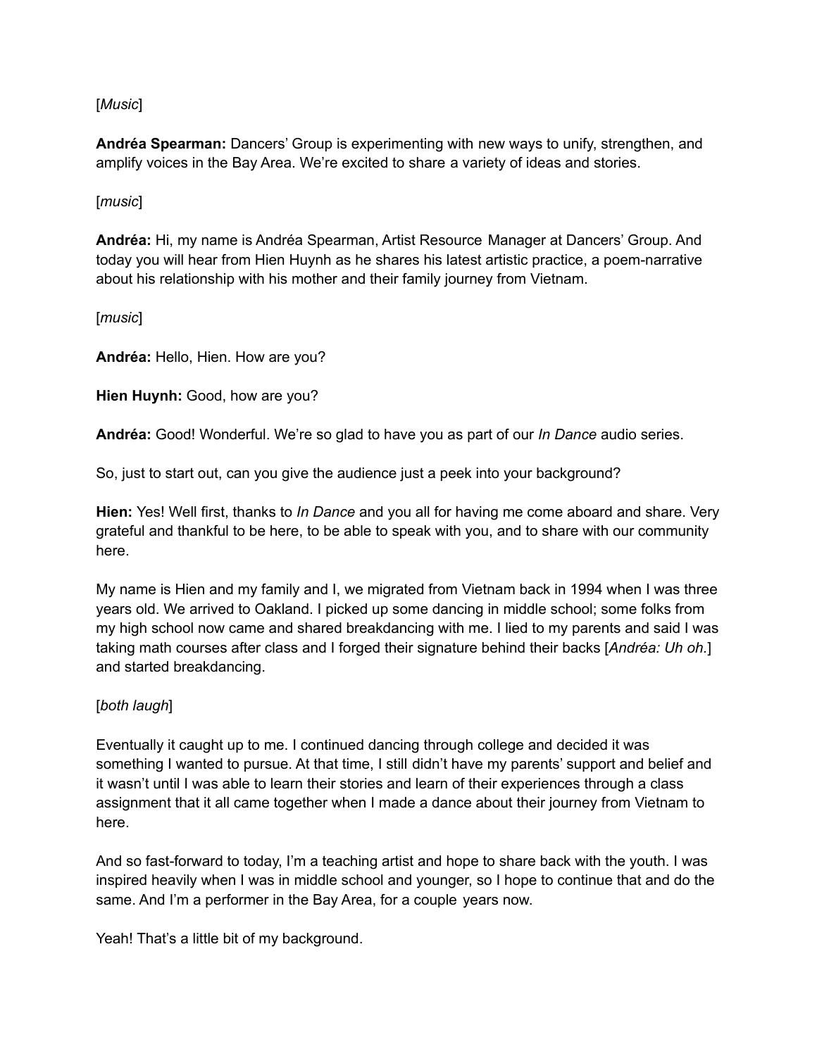[*Music*]

**Andréa Spearman:** Dancers' Group is experimenting with new ways to unify, strengthen, and amplify voices in the Bay Area. We're excited to share a variety of ideas and stories.

[*music*]

**Andréa:** Hi, my name is Andréa Spearman, Artist Resource Manager at Dancers' Group. And today you will hear from Hien Huynh as he shares his latest artistic practice, a poem-narrative about his relationship with his mother and their family journey from Vietnam.

[*music*]

**Andréa:** Hello, Hien. How are you?

**Hien Huynh:** Good, how are you?

**Andréa:** Good! Wonderful. We're so glad to have you as part of our *In Dance* audio series.

So, just to start out, can you give the audience just a peek into your background?

**Hien:** Yes! Well first, thanks to *In Dance* and you all for having me come aboard and share. Very grateful and thankful to be here, to be able to speak with you, and to share with our community here.

My name is Hien and my family and I, we migrated from Vietnam back in 1994 when I was three years old. We arrived to Oakland. I picked up some dancing in middle school; some folks from my high school now came and shared breakdancing with me. I lied to my parents and said I was taking math courses after class and I forged their signature behind their backs [*Andréa: Uh oh.*] and started breakdancing.

[*both laugh*]

Eventually it caught up to me. I continued dancing through college and decided it was something I wanted to pursue. At that time, I still didn't have my parents' support and belief and it wasn't until I was able to learn their stories and learn of their experiences through a class assignment that it all came together when I made a dance about their journey from Vietnam to here.

And so fast-forward to today, I'm a teaching artist and hope to share back with the youth. I was inspired heavily when I was in middle school and younger, so I hope to continue that and do the same. And I'm a performer in the Bay Area, for a couple years now.

Yeah! That's a little bit of my background.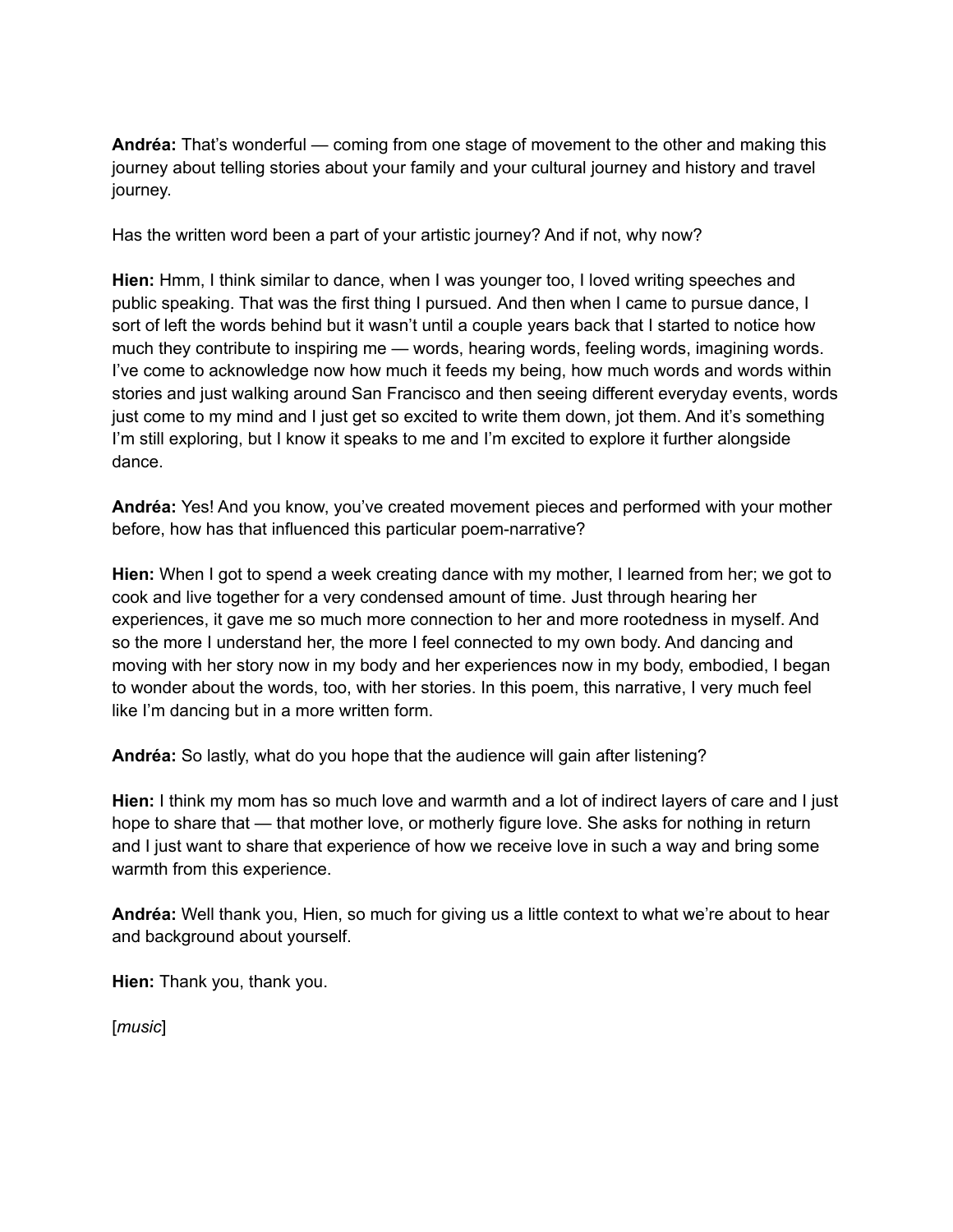**Andréa:** That's wonderful — coming from one stage of movement to the other and making this journey about telling stories about your family and your cultural journey and history and travel journey.

Has the written word been a part of your artistic journey? And if not, why now?

**Hien:** Hmm, I think similar to dance, when I was younger too, I loved writing speeches and public speaking. That was the first thing I pursued. And then when I came to pursue dance, I sort of left the words behind but it wasn't until a couple years back that I started to notice how much they contribute to inspiring me — words, hearing words, feeling words, imagining words. I've come to acknowledge now how much it feeds my being, how much words and words within stories and just walking around San Francisco and then seeing different everyday events, words just come to my mind and I just get so excited to write them down, jot them. And it's something I'm still exploring, but I know it speaks to me and I'm excited to explore it further alongside dance.

**Andréa:** Yes! And you know, you've created movement pieces and performed with your mother before, how has that influenced this particular poem-narrative?

**Hien:** When I got to spend a week creating dance with my mother, I learned from her; we got to cook and live together for a very condensed amount of time. Just through hearing her experiences, it gave me so much more connection to her and more rootedness in myself. And so the more I understand her, the more I feel connected to my own body. And dancing and moving with her story now in my body and her experiences now in my body, embodied, I began to wonder about the words, too, with her stories. In this poem, this narrative, I very much feel like I'm dancing but in a more written form.

**Andréa:** So lastly, what do you hope that the audience will gain after listening?

**Hien:** I think my mom has so much love and warmth and a lot of indirect layers of care and I just hope to share that — that mother love, or motherly figure love. She asks for nothing in return and I just want to share that experience of how we receive love in such a way and bring some warmth from this experience.

**Andréa:** Well thank you, Hien, so much for giving us a little context to what we're about to hear and background about yourself.

**Hien:** Thank you, thank you.

[*music*]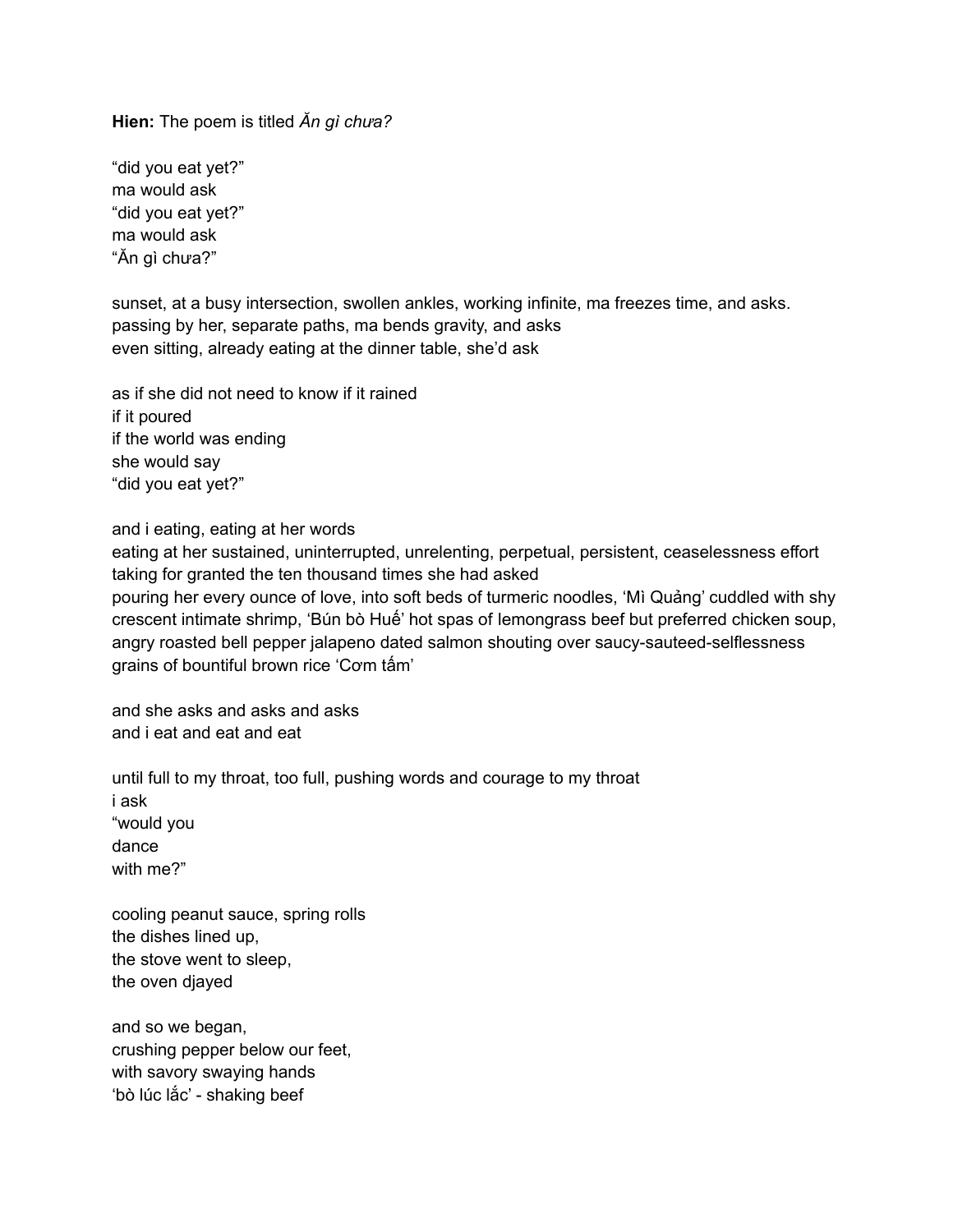**Hien:** The poem is titled *Ăn gì chưa?*

"did you eat yet?"
ma would ask
"did you eat yet?"
ma would ask
"Ăn gì chưa?"

sunset, at a busy intersection, swollen ankles, working infinite, ma freezes time, and asks.
passing by her, separate paths, ma bends gravity, and asks
even sitting, already eating at the dinner table, she'd ask

as if she did not need to know if it rained
if it poured
if the world was ending
she would say
"did you eat yet?"

and i eating, eating at her words
eating at her sustained, uninterrupted, unrelenting, perpetual, persistent, ceaselessness effort
taking for granted the ten thousand times she had asked
pouring her every ounce of love, into soft beds of turmeric noodles, 'Mì Quảng' cuddled with shy crescent intimate shrimp, 'Bún bò Huế' hot spas of lemongrass beef but preferred chicken soup, angry roasted bell pepper jalapeno dated salmon shouting over saucy-sauteed-selflessness grains of bountiful brown rice 'Cơm tấm'

and she asks and asks and asks
and i eat and eat and eat

until full to my throat, too full, pushing words and courage to my throat
i ask
"would you
dance
with me?"

cooling peanut sauce, spring rolls
the dishes lined up,
the stove went to sleep,
the oven djayed

and so we began,
crushing pepper below our feet,
with savory swaying hands
'bò lúc lắc' - shaking beef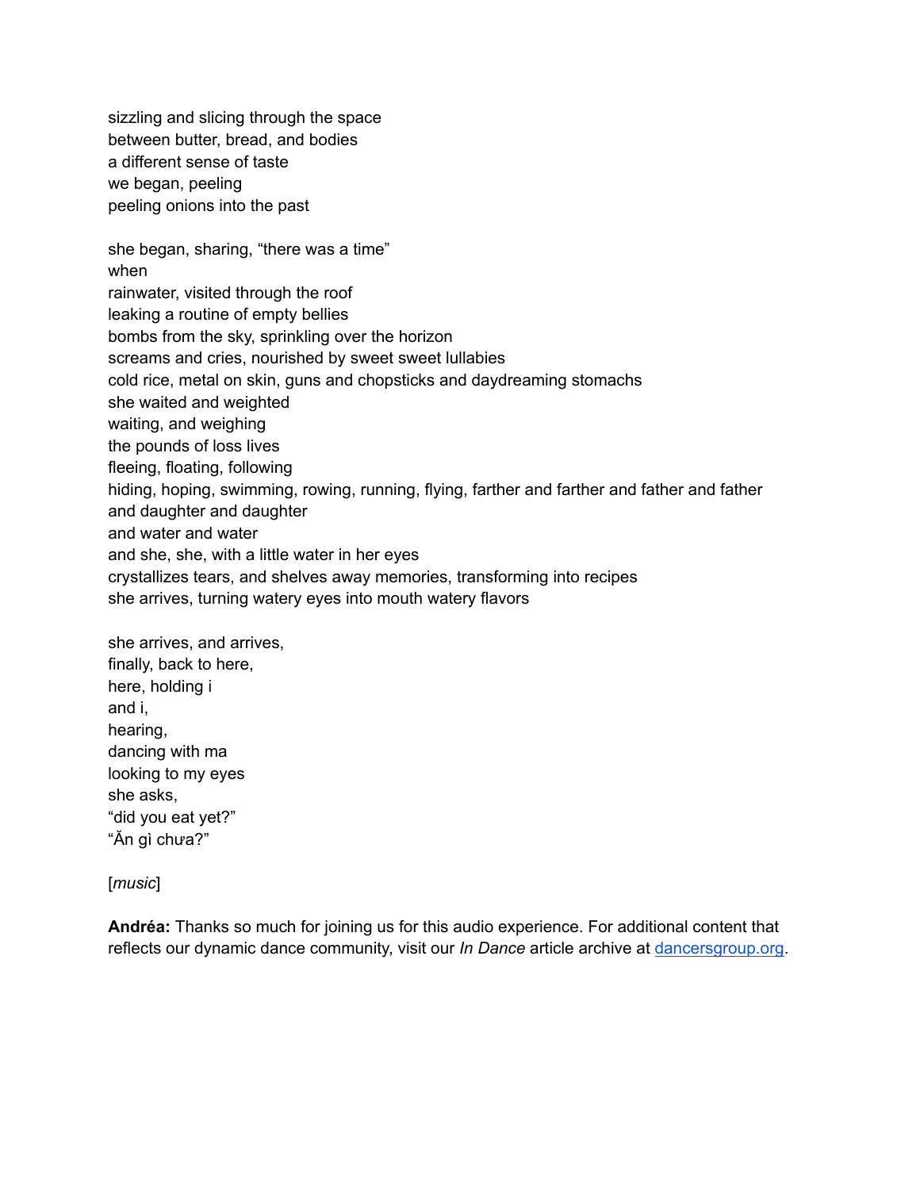sizzling and slicing through the space
between butter, bread, and bodies
a different sense of taste
we began, peeling
peeling onions into the past

she began, sharing, “there was a time”
when
rainwater, visited through the roof
leaking a routine of empty bellies
bombs from the sky, sprinkling over the horizon
screams and cries, nourished by sweet sweet lullabies
cold rice, metal on skin, guns and chopsticks and daydreaming stomachs
she waited and weighted
waiting, and weighing
the pounds of loss lives
fleeing, floating, following
hiding, hoping, swimming, rowing, running, flying, farther and farther and father and father
and daughter and daughter
and water and water
and she, she, with a little water in her eyes
crystallizes tears, and shelves away memories, transforming into recipes
she arrives, turning watery eyes into mouth watery flavors

she arrives, and arrives,
finally, back to here,
here, holding i
and i,
hearing,
dancing with ma
looking to my eyes
she asks,
“did you eat yet?”
“Ăn gì chưa?”

[*music*]

**Andréa:** Thanks so much for joining us for this audio experience. For additional content that reflects our dynamic dance community, visit our *In Dance* article archive at dancersgroup.org.